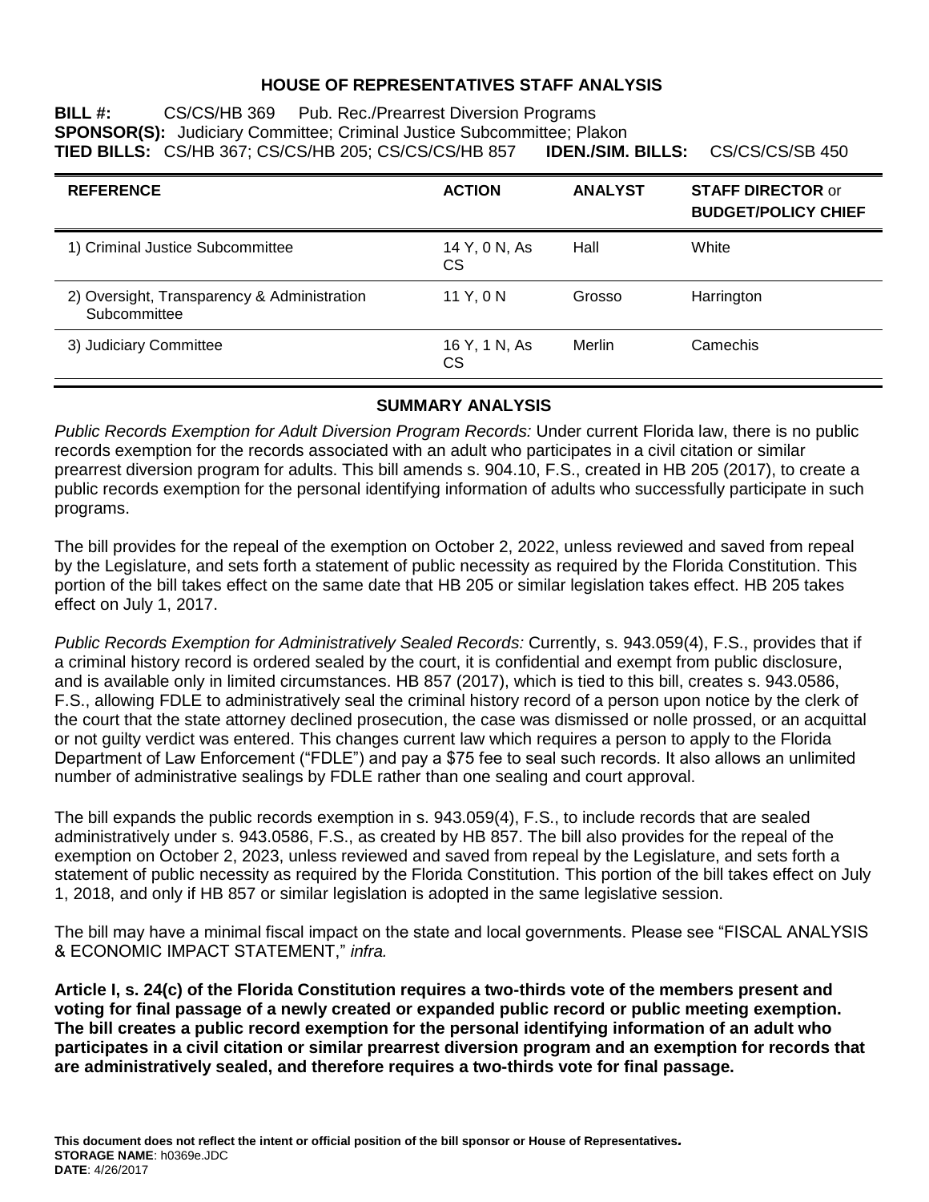# HOUSE OF REPRESENTATIVES STAFF ANALYSIS

**BILL #:** CS/CS/HB 369 Pub. Rec./Prearrest Diversion Programs
**SPONSOR(S):** Judiciary Committee; Criminal Justice Subcommittee; Plakon
**TIED BILLS:** CS/HB 367; CS/CS/HB 205; CS/CS/CS/HB 857 **IDEN./SIM. BILLS:** CS/CS/CS/SB 450

| REFERENCE | ACTION | ANALYST | STAFF DIRECTOR or BUDGET/POLICY CHIEF |
|---|---|---|---|
| 1) Criminal Justice Subcommittee | 14 Y, 0 N, As CS | Hall | White |
| 2) Oversight, Transparency & Administration Subcommittee | 11 Y, 0 N | Grosso | Harrington |
| 3) Judiciary Committee | 16 Y, 1 N, As CS | Merlin | Camechis |

## SUMMARY ANALYSIS

*Public Records Exemption for Adult Diversion Program Records:* Under current Florida law, there is no public records exemption for the records associated with an adult who participates in a civil citation or similar prearrest diversion program for adults. This bill amends s. 904.10, F.S., created in HB 205 (2017), to create a public records exemption for the personal identifying information of adults who successfully participate in such programs.

The bill provides for the repeal of the exemption on October 2, 2022, unless reviewed and saved from repeal by the Legislature, and sets forth a statement of public necessity as required by the Florida Constitution. This portion of the bill takes effect on the same date that HB 205 or similar legislation takes effect. HB 205 takes effect on July 1, 2017.

*Public Records Exemption for Administratively Sealed Records:* Currently, s. 943.059(4), F.S., provides that if a criminal history record is ordered sealed by the court, it is confidential and exempt from public disclosure, and is available only in limited circumstances. HB 857 (2017), which is tied to this bill, creates s. 943.0586, F.S., allowing FDLE to administratively seal the criminal history record of a person upon notice by the clerk of the court that the state attorney declined prosecution, the case was dismissed or nolle prossed, or an acquittal or not guilty verdict was entered. This changes current law which requires a person to apply to the Florida Department of Law Enforcement ("FDLE") and pay a $75 fee to seal such records. It also allows an unlimited number of administrative sealings by FDLE rather than one sealing and court approval.

The bill expands the public records exemption in s. 943.059(4), F.S., to include records that are sealed administratively under s. 943.0586, F.S., as created by HB 857. The bill also provides for the repeal of the exemption on October 2, 2023, unless reviewed and saved from repeal by the Legislature, and sets forth a statement of public necessity as required by the Florida Constitution. This portion of the bill takes effect on July 1, 2018, and only if HB 857 or similar legislation is adopted in the same legislative session.

The bill may have a minimal fiscal impact on the state and local governments. Please see "FISCAL ANALYSIS & ECONOMIC IMPACT STATEMENT," *infra.*

**Article I, s. 24(c) of the Florida Constitution requires a two-thirds vote of the members present and voting for final passage of a newly created or expanded public record or public meeting exemption. The bill creates a public record exemption for the personal identifying information of an adult who participates in a civil citation or similar prearrest diversion program and an exemption for records that are administratively sealed, and therefore requires a two-thirds vote for final passage.**

**This document does not reflect the intent or official position of the bill sponsor or House of Representatives.**
**STORAGE NAME**: h0369e.JDC
**DATE**: 4/26/2017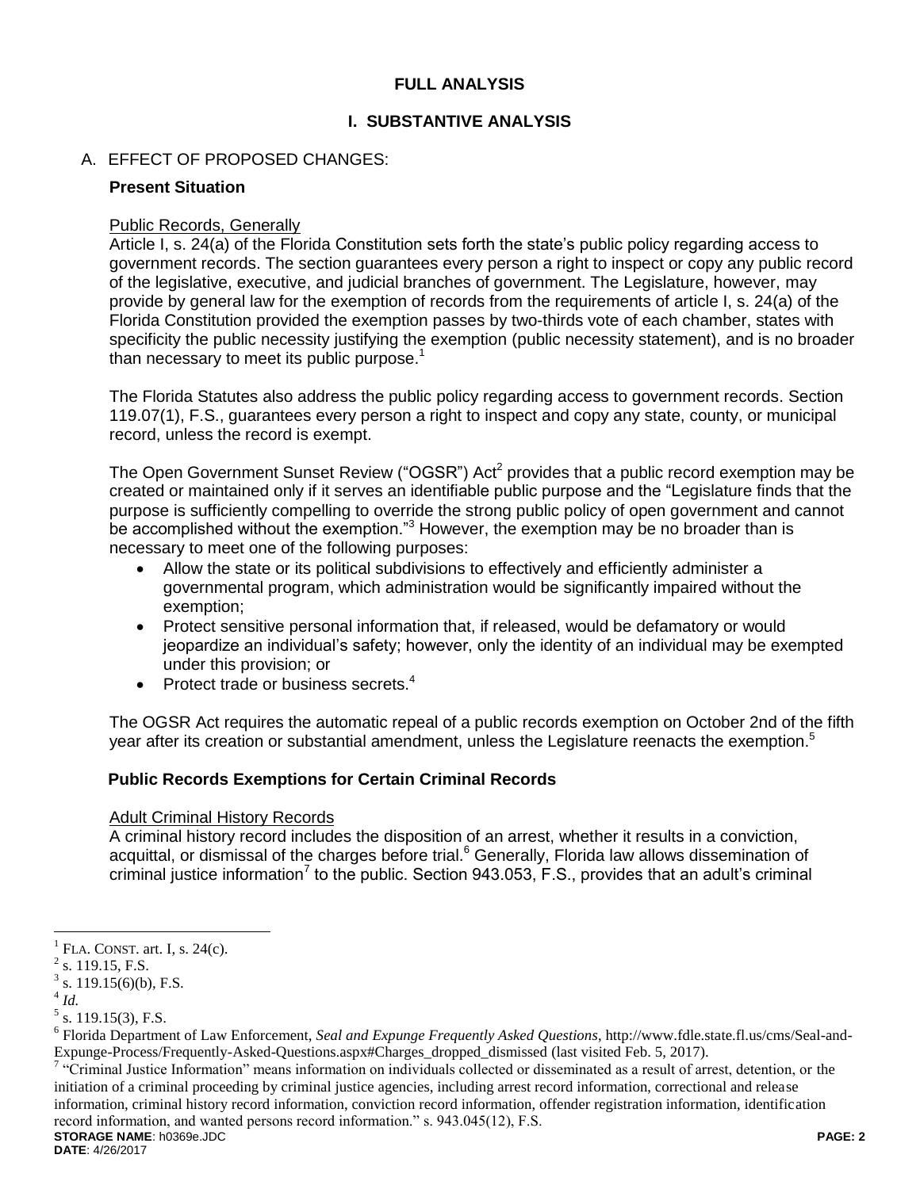# FULL ANALYSIS

## I. SUBSTANTIVE ANALYSIS

### A. EFFECT OF PROPOSED CHANGES:

**Present Situation**

Public Records, Generally

Article I, s. 24(a) of the Florida Constitution sets forth the state's public policy regarding access to government records. The section guarantees every person a right to inspect or copy any public record of the legislative, executive, and judicial branches of government. The Legislature, however, may provide by general law for the exemption of records from the requirements of article I, s. 24(a) of the Florida Constitution provided the exemption passes by two-thirds vote of each chamber, states with specificity the public necessity justifying the exemption (public necessity statement), and is no broader than necessary to meet its public purpose.[1]

The Florida Statutes also address the public policy regarding access to government records. Section 119.07(1), F.S., guarantees every person a right to inspect and copy any state, county, or municipal record, unless the record is exempt.

The Open Government Sunset Review ("OGSR") Act[2] provides that a public record exemption may be created or maintained only if it serves an identifiable public purpose and the "Legislature finds that the purpose is sufficiently compelling to override the strong public policy of open government and cannot be accomplished without the exemption."[3] However, the exemption may be no broader than is necessary to meet one of the following purposes:

- Allow the state or its political subdivisions to effectively and efficiently administer a governmental program, which administration would be significantly impaired without the exemption;
- Protect sensitive personal information that, if released, would be defamatory or would jeopardize an individual's safety; however, only the identity of an individual may be exempted under this provision; or
- Protect trade or business secrets.[4]

The OGSR Act requires the automatic repeal of a public records exemption on October 2nd of the fifth year after its creation or substantial amendment, unless the Legislature reenacts the exemption.[5]

**Public Records Exemptions for Certain Criminal Records**

Adult Criminal History Records

A criminal history record includes the disposition of an arrest, whether it results in a conviction, acquittal, or dismissal of the charges before trial.[6] Generally, Florida law allows dissemination of criminal justice information[7] to the public. Section 943.053, F.S., provides that an adult's criminal

---

[1] FLA. CONST. art. I, s. 24(c).

[2] s. 119.15, F.S.

[3] s. 119.15(6)(b), F.S.

[4] *Id.*

[5] s. 119.15(3), F.S.

[6] Florida Department of Law Enforcement, *Seal and Expunge Frequently Asked Questions*, http://www.fdle.state.fl.us/cms/Seal-and-Expunge-Process/Frequently-Asked-Questions.aspx#Charges_dropped_dismissed (last visited Feb. 5, 2017).

[7] "Criminal Justice Information" means information on individuals collected or disseminated as a result of arrest, detention, or the initiation of a criminal proceeding by criminal justice agencies, including arrest record information, correctional and release information, criminal history record information, conviction record information, offender registration information, identification record information, and wanted persons record information." s. 943.045(12), F.S.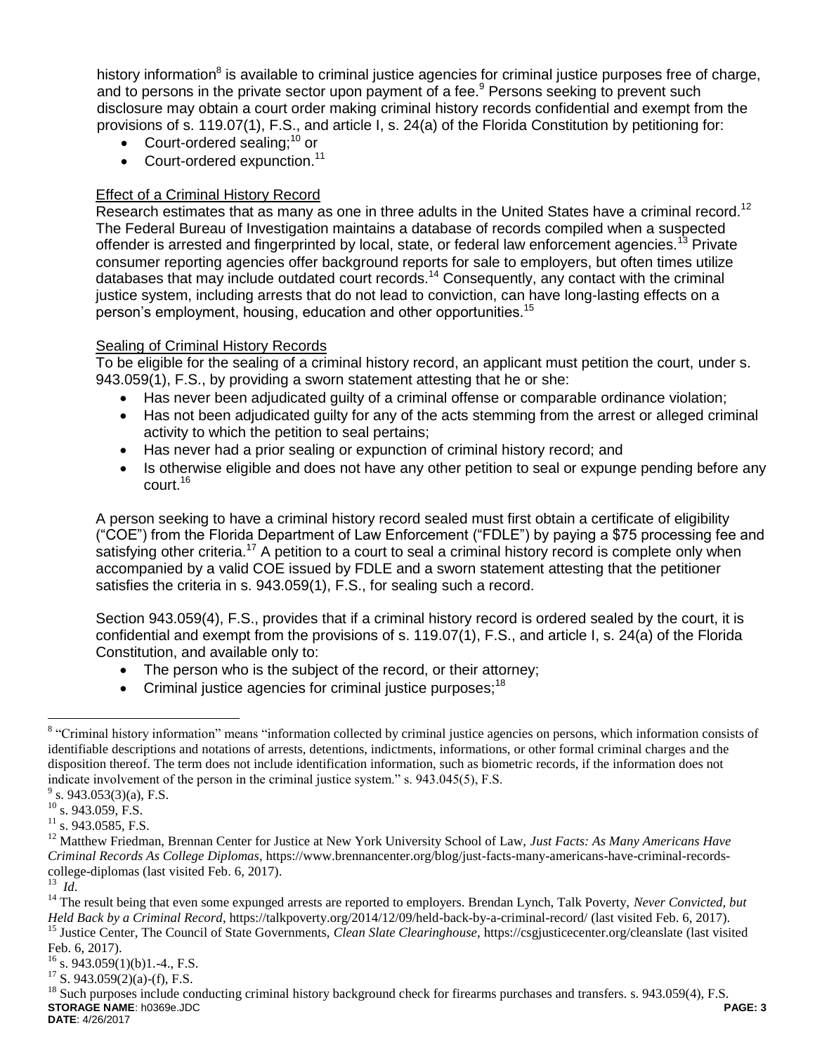history information[8] is available to criminal justice agencies for criminal justice purposes free of charge, and to persons in the private sector upon payment of a fee.[9] Persons seeking to prevent such disclosure may obtain a court order making criminal history records confidential and exempt from the provisions of s. 119.07(1), F.S., and article I, s. 24(a) of the Florida Constitution by petitioning for:

- Court-ordered sealing;[10] or
- Court-ordered expunction.[11]

### Effect of a Criminal History Record

Research estimates that as many as one in three adults in the United States have a criminal record.[12] The Federal Bureau of Investigation maintains a database of records compiled when a suspected offender is arrested and fingerprinted by local, state, or federal law enforcement agencies.[13] Private consumer reporting agencies offer background reports for sale to employers, but often times utilize databases that may include outdated court records.[14] Consequently, any contact with the criminal justice system, including arrests that do not lead to conviction, can have long-lasting effects on a person's employment, housing, education and other opportunities.[15]

### Sealing of Criminal History Records

To be eligible for the sealing of a criminal history record, an applicant must petition the court, under s. 943.059(1), F.S., by providing a sworn statement attesting that he or she:

- Has never been adjudicated guilty of a criminal offense or comparable ordinance violation;
- Has not been adjudicated guilty for any of the acts stemming from the arrest or alleged criminal activity to which the petition to seal pertains;
- Has never had a prior sealing or expunction of criminal history record; and
- Is otherwise eligible and does not have any other petition to seal or expunge pending before any court.[16]

A person seeking to have a criminal history record sealed must first obtain a certificate of eligibility ("COE") from the Florida Department of Law Enforcement ("FDLE") by paying a $75 processing fee and satisfying other criteria.[17] A petition to a court to seal a criminal history record is complete only when accompanied by a valid COE issued by FDLE and a sworn statement attesting that the petitioner satisfies the criteria in s. 943.059(1), F.S., for sealing such a record.

Section 943.059(4), F.S., provides that if a criminal history record is ordered sealed by the court, it is confidential and exempt from the provisions of s. 119.07(1), F.S., and article I, s. 24(a) of the Florida Constitution, and available only to:

- The person who is the subject of the record, or their attorney;
- Criminal justice agencies for criminal justice purposes;[18]

---

[8] "Criminal history information" means "information collected by criminal justice agencies on persons, which information consists of identifiable descriptions and notations of arrests, detentions, indictments, informations, or other formal criminal charges and the disposition thereof. The term does not include identification information, such as biometric records, if the information does not indicate involvement of the person in the criminal justice system." s. 943.045(5), F.S.

[9] s. 943.053(3)(a), F.S.

[10] s. 943.059, F.S.

[11] s. 943.0585, F.S.

[12] Matthew Friedman, Brennan Center for Justice at New York University School of Law, *Just Facts: As Many Americans Have Criminal Records As College Diplomas*, https://www.brennancenter.org/blog/just-facts-many-americans-have-criminal-records-college-diplomas (last visited Feb. 6, 2017).

[13] *Id*.

[14] The result being that even some expunged arrests are reported to employers. Brendan Lynch, Talk Poverty, *Never Convicted, but Held Back by a Criminal Record*, https://talkpoverty.org/2014/12/09/held-back-by-a-criminal-record/ (last visited Feb. 6, 2017).

[15] Justice Center, The Council of State Governments, *Clean Slate Clearinghouse*, https://csgjusticecenter.org/cleanslate (last visited Feb. 6, 2017).

[16] s. 943.059(1)(b)1.-4., F.S.

[17] S. 943.059(2)(a)-(f), F.S.

[18] Such purposes include conducting criminal history background check for firearms purchases and transfers. s. 943.059(4), F.S.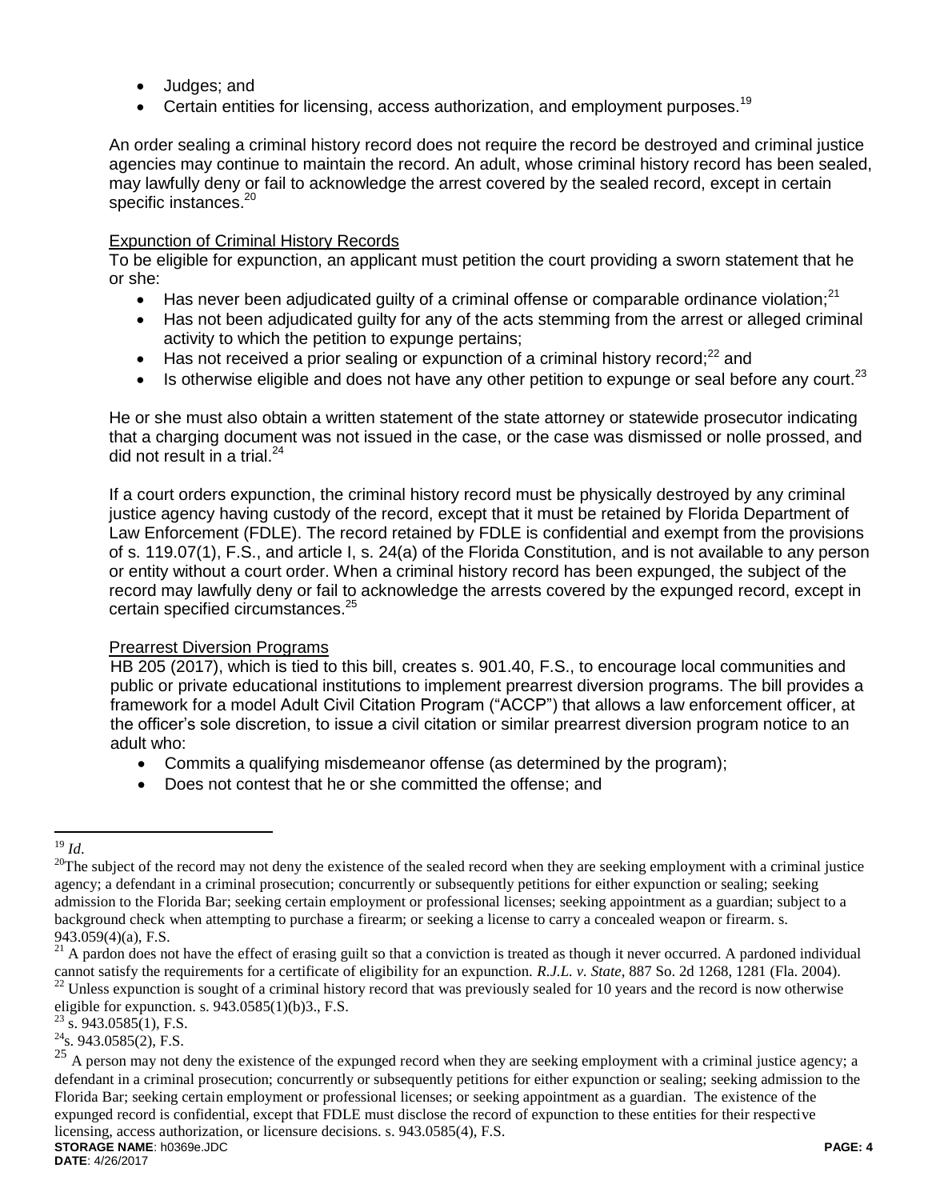- Judges; and
- Certain entities for licensing, access authorization, and employment purposes.[19]

An order sealing a criminal history record does not require the record be destroyed and criminal justice agencies may continue to maintain the record. An adult, whose criminal history record has been sealed, may lawfully deny or fail to acknowledge the arrest covered by the sealed record, except in certain specific instances.[20]

Expunction of Criminal History Records

To be eligible for expunction, an applicant must petition the court providing a sworn statement that he or she:

- Has never been adjudicated guilty of a criminal offense or comparable ordinance violation;[21]
- Has not been adjudicated guilty for any of the acts stemming from the arrest or alleged criminal activity to which the petition to expunge pertains;
- Has not received a prior sealing or expunction of a criminal history record;[22] and
- Is otherwise eligible and does not have any other petition to expunge or seal before any court.[23]

He or she must also obtain a written statement of the state attorney or statewide prosecutor indicating that a charging document was not issued in the case, or the case was dismissed or nolle prossed, and did not result in a trial.[24]

If a court orders expunction, the criminal history record must be physically destroyed by any criminal justice agency having custody of the record, except that it must be retained by Florida Department of Law Enforcement (FDLE). The record retained by FDLE is confidential and exempt from the provisions of s. 119.07(1), F.S., and article I, s. 24(a) of the Florida Constitution, and is not available to any person or entity without a court order. When a criminal history record has been expunged, the subject of the record may lawfully deny or fail to acknowledge the arrests covered by the expunged record, except in certain specified circumstances.[25]

Prearrest Diversion Programs

HB 205 (2017), which is tied to this bill, creates s. 901.40, F.S., to encourage local communities and public or private educational institutions to implement prearrest diversion programs. The bill provides a framework for a model Adult Civil Citation Program ("ACCP") that allows a law enforcement officer, at the officer's sole discretion, to issue a civil citation or similar prearrest diversion program notice to an adult who:

- Commits a qualifying misdemeanor offense (as determined by the program);
- Does not contest that he or she committed the offense; and

---

[19] *Id.*

[20] The subject of the record may not deny the existence of the sealed record when they are seeking employment with a criminal justice agency; a defendant in a criminal prosecution; concurrently or subsequently petitions for either expunction or sealing; seeking admission to the Florida Bar; seeking certain employment or professional licenses; seeking appointment as a guardian; subject to a background check when attempting to purchase a firearm; or seeking a license to carry a concealed weapon or firearm. s. 943.059(4)(a), F.S.

[21] A pardon does not have the effect of erasing guilt so that a conviction is treated as though it never occurred. A pardoned individual cannot satisfy the requirements for a certificate of eligibility for an expunction. *R.J.L. v. State*, 887 So. 2d 1268, 1281 (Fla. 2004).

[22] Unless expunction is sought of a criminal history record that was previously sealed for 10 years and the record is now otherwise eligible for expunction. s. 943.0585(1)(b)3., F.S.

[23] s. 943.0585(1), F.S.

[24] s. 943.0585(2), F.S.

[25] A person may not deny the existence of the expunged record when they are seeking employment with a criminal justice agency; a defendant in a criminal prosecution; concurrently or subsequently petitions for either expunction or sealing; seeking admission to the Florida Bar; seeking certain employment or professional licenses; or seeking appointment as a guardian. The existence of the expunged record is confidential, except that FDLE must disclose the record of expunction to these entities for their respective licensing, access authorization, or licensure decisions. s. 943.0585(4), F.S.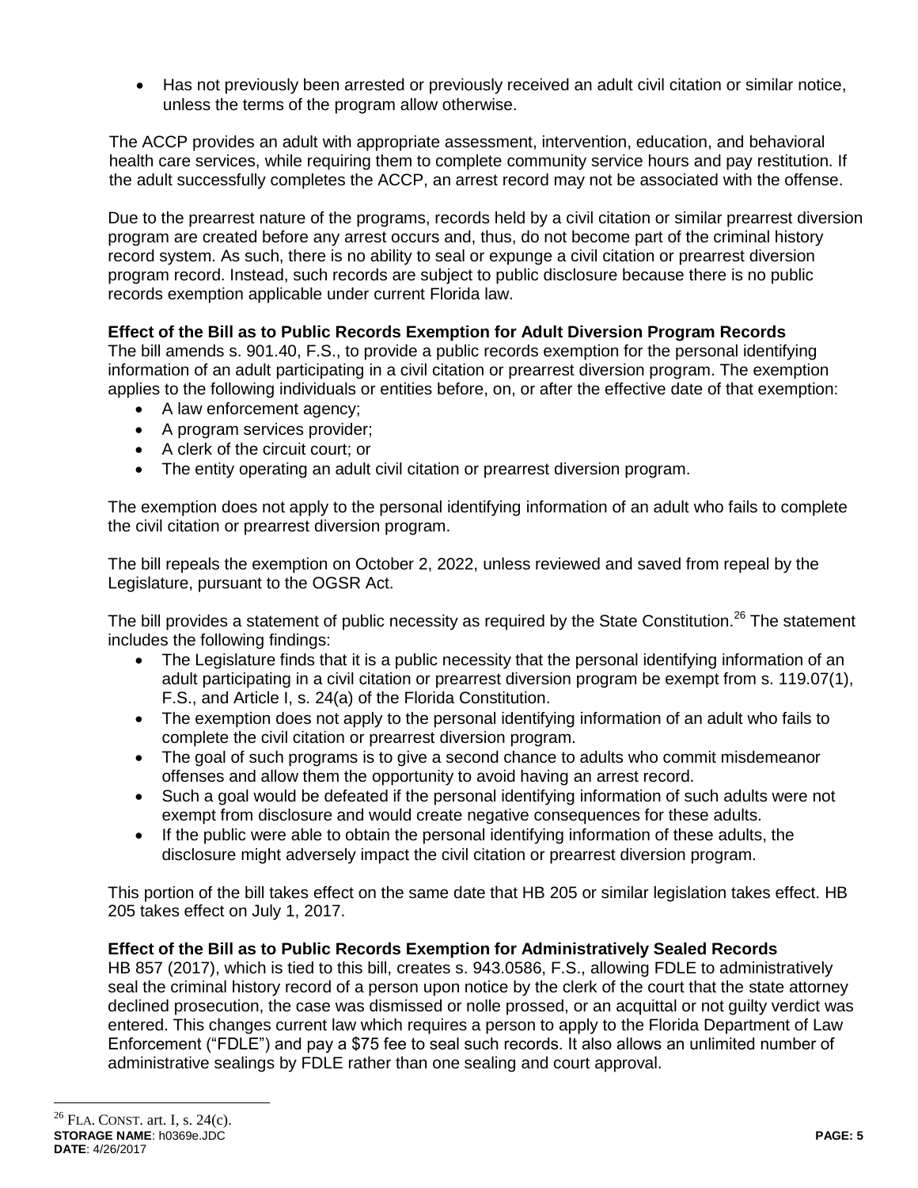- Has not previously been arrested or previously received an adult civil citation or similar notice, unless the terms of the program allow otherwise.

The ACCP provides an adult with appropriate assessment, intervention, education, and behavioral health care services, while requiring them to complete community service hours and pay restitution. If the adult successfully completes the ACCP, an arrest record may not be associated with the offense.

Due to the prearrest nature of the programs, records held by a civil citation or similar prearrest diversion program are created before any arrest occurs and, thus, do not become part of the criminal history record system. As such, there is no ability to seal or expunge a civil citation or prearrest diversion program record. Instead, such records are subject to public disclosure because there is no public records exemption applicable under current Florida law.

**Effect of the Bill as to Public Records Exemption for Adult Diversion Program Records**

The bill amends s. 901.40, F.S., to provide a public records exemption for the personal identifying information of an adult participating in a civil citation or prearrest diversion program. The exemption applies to the following individuals or entities before, on, or after the effective date of that exemption:

- A law enforcement agency;
- A program services provider;
- A clerk of the circuit court; or
- The entity operating an adult civil citation or prearrest diversion program.

The exemption does not apply to the personal identifying information of an adult who fails to complete the civil citation or prearrest diversion program.

The bill repeals the exemption on October 2, 2022, unless reviewed and saved from repeal by the Legislature, pursuant to the OGSR Act.

The bill provides a statement of public necessity as required by the State Constitution.[26] The statement includes the following findings:

- The Legislature finds that it is a public necessity that the personal identifying information of an adult participating in a civil citation or prearrest diversion program be exempt from s. 119.07(1), F.S., and Article I, s. 24(a) of the Florida Constitution.
- The exemption does not apply to the personal identifying information of an adult who fails to complete the civil citation or prearrest diversion program.
- The goal of such programs is to give a second chance to adults who commit misdemeanor offenses and allow them the opportunity to avoid having an arrest record.
- Such a goal would be defeated if the personal identifying information of such adults were not exempt from disclosure and would create negative consequences for these adults.
- If the public were able to obtain the personal identifying information of these adults, the disclosure might adversely impact the civil citation or prearrest diversion program.

This portion of the bill takes effect on the same date that HB 205 or similar legislation takes effect. HB 205 takes effect on July 1, 2017.

**Effect of the Bill as to Public Records Exemption for Administratively Sealed Records**

HB 857 (2017), which is tied to this bill, creates s. 943.0586, F.S., allowing FDLE to administratively seal the criminal history record of a person upon notice by the clerk of the court that the state attorney declined prosecution, the case was dismissed or nolle prossed, or an acquittal or not guilty verdict was entered. This changes current law which requires a person to apply to the Florida Department of Law Enforcement ("FDLE") and pay a $75 fee to seal such records. It also allows an unlimited number of administrative sealings by FDLE rather than one sealing and court approval.

[26] FLA. CONST. art. I, s. 24(c).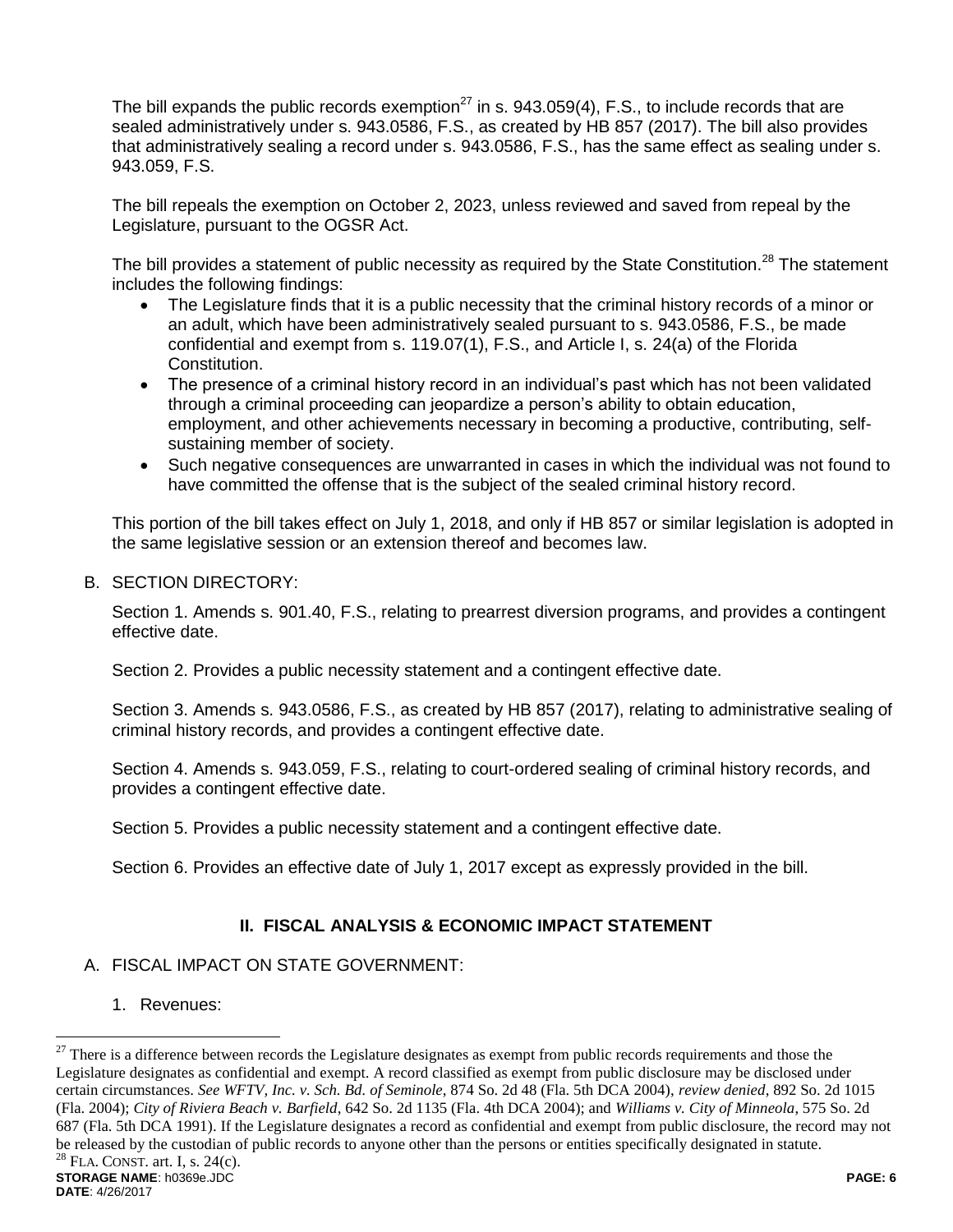The bill expands the public records exemption[27] in s. 943.059(4), F.S., to include records that are sealed administratively under s. 943.0586, F.S., as created by HB 857 (2017). The bill also provides that administratively sealing a record under s. 943.0586, F.S., has the same effect as sealing under s. 943.059, F.S.

The bill repeals the exemption on October 2, 2023, unless reviewed and saved from repeal by the Legislature, pursuant to the OGSR Act.

The bill provides a statement of public necessity as required by the State Constitution.[28] The statement includes the following findings:

- The Legislature finds that it is a public necessity that the criminal history records of a minor or an adult, which have been administratively sealed pursuant to s. 943.0586, F.S., be made confidential and exempt from s. 119.07(1), F.S., and Article I, s. 24(a) of the Florida Constitution.
- The presence of a criminal history record in an individual's past which has not been validated through a criminal proceeding can jeopardize a person's ability to obtain education, employment, and other achievements necessary in becoming a productive, contributing, self-sustaining member of society.
- Such negative consequences are unwarranted in cases in which the individual was not found to have committed the offense that is the subject of the sealed criminal history record.

This portion of the bill takes effect on July 1, 2018, and only if HB 857 or similar legislation is adopted in the same legislative session or an extension thereof and becomes law.

B. SECTION DIRECTORY:

Section 1. Amends s. 901.40, F.S., relating to prearrest diversion programs, and provides a contingent effective date.

Section 2. Provides a public necessity statement and a contingent effective date.

Section 3. Amends s. 943.0586, F.S., as created by HB 857 (2017), relating to administrative sealing of criminal history records, and provides a contingent effective date.

Section 4. Amends s. 943.059, F.S., relating to court-ordered sealing of criminal history records, and provides a contingent effective date.

Section 5. Provides a public necessity statement and a contingent effective date.

Section 6. Provides an effective date of July 1, 2017 except as expressly provided in the bill.

## II. FISCAL ANALYSIS & ECONOMIC IMPACT STATEMENT

A. FISCAL IMPACT ON STATE GOVERNMENT:

1. Revenues:

---

[27] There is a difference between records the Legislature designates as exempt from public records requirements and those the Legislature designates as confidential and exempt. A record classified as exempt from public disclosure may be disclosed under certain circumstances. *See WFTV, Inc. v. Sch. Bd. of Seminole*, 874 So. 2d 48 (Fla. 5th DCA 2004), *review denied*, 892 So. 2d 1015 (Fla. 2004); *City of Riviera Beach v. Barfield*, 642 So. 2d 1135 (Fla. 4th DCA 2004); and *Williams v. City of Minneola*, 575 So. 2d 687 (Fla. 5th DCA 1991). If the Legislature designates a record as confidential and exempt from public disclosure, the record may not be released by the custodian of public records to anyone other than the persons or entities specifically designated in statute.

[28] FLA. CONST. art. I, s. 24(c).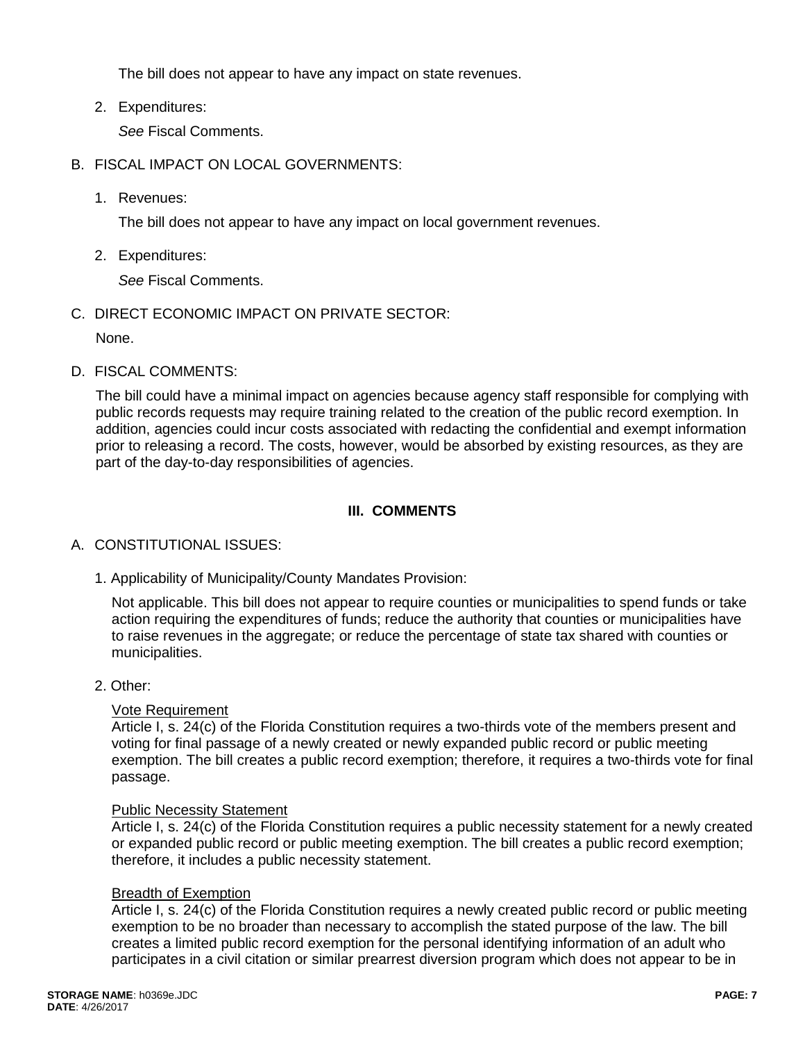The bill does not appear to have any impact on state revenues.

2. Expenditures:

   *See* Fiscal Comments.

B. FISCAL IMPACT ON LOCAL GOVERNMENTS:

1. Revenues:

   The bill does not appear to have any impact on local government revenues.

2. Expenditures:

   *See* Fiscal Comments.

C. DIRECT ECONOMIC IMPACT ON PRIVATE SECTOR:

None.

D. FISCAL COMMENTS:

The bill could have a minimal impact on agencies because agency staff responsible for complying with public records requests may require training related to the creation of the public record exemption. In addition, agencies could incur costs associated with redacting the confidential and exempt information prior to releasing a record. The costs, however, would be absorbed by existing resources, as they are part of the day-to-day responsibilities of agencies.

## III. COMMENTS

A. CONSTITUTIONAL ISSUES:

1. Applicability of Municipality/County Mandates Provision:

   Not applicable. This bill does not appear to require counties or municipalities to spend funds or take action requiring the expenditures of funds; reduce the authority that counties or municipalities have to raise revenues in the aggregate; or reduce the percentage of state tax shared with counties or municipalities.

2. Other:

   Vote Requirement
   Article I, s. 24(c) of the Florida Constitution requires a two-thirds vote of the members present and voting for final passage of a newly created or newly expanded public record or public meeting exemption. The bill creates a public record exemption; therefore, it requires a two-thirds vote for final passage.

   Public Necessity Statement
   Article I, s. 24(c) of the Florida Constitution requires a public necessity statement for a newly created or expanded public record or public meeting exemption. The bill creates a public record exemption; therefore, it includes a public necessity statement.

   Breadth of Exemption
   Article I, s. 24(c) of the Florida Constitution requires a newly created public record or public meeting exemption to be no broader than necessary to accomplish the stated purpose of the law. The bill creates a limited public record exemption for the personal identifying information of an adult who participates in a civil citation or similar prearrest diversion program which does not appear to be in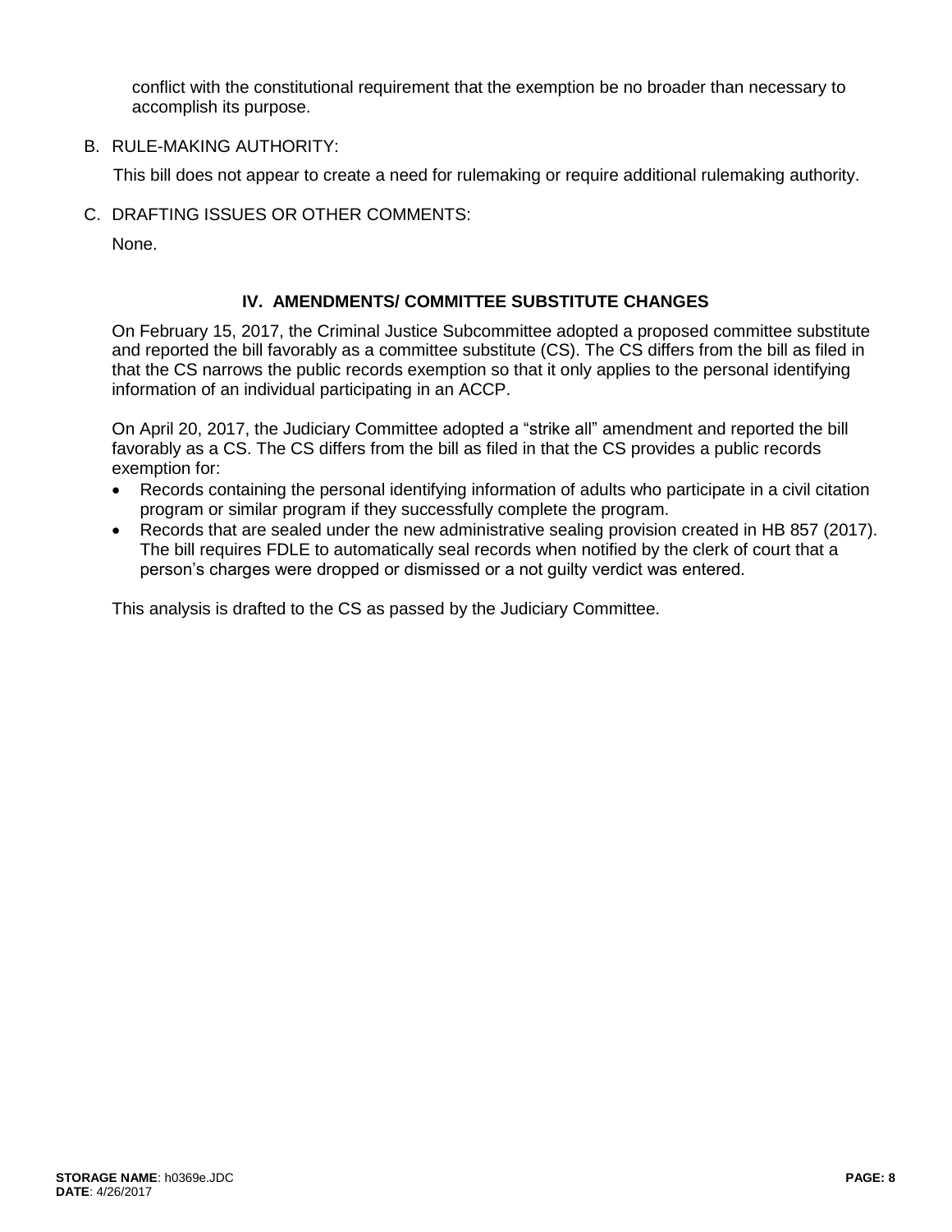conflict with the constitutional requirement that the exemption be no broader than necessary to accomplish its purpose.

B. RULE-MAKING AUTHORITY:

This bill does not appear to create a need for rulemaking or require additional rulemaking authority.

C. DRAFTING ISSUES OR OTHER COMMENTS:

None.

## IV. AMENDMENTS/ COMMITTEE SUBSTITUTE CHANGES

On February 15, 2017, the Criminal Justice Subcommittee adopted a proposed committee substitute and reported the bill favorably as a committee substitute (CS). The CS differs from the bill as filed in that the CS narrows the public records exemption so that it only applies to the personal identifying information of an individual participating in an ACCP.

On April 20, 2017, the Judiciary Committee adopted a "strike all" amendment and reported the bill favorably as a CS. The CS differs from the bill as filed in that the CS provides a public records exemption for:

- Records containing the personal identifying information of adults who participate in a civil citation program or similar program if they successfully complete the program.
- Records that are sealed under the new administrative sealing provision created in HB 857 (2017). The bill requires FDLE to automatically seal records when notified by the clerk of court that a person's charges were dropped or dismissed or a not guilty verdict was entered.

This analysis is drafted to the CS as passed by the Judiciary Committee.